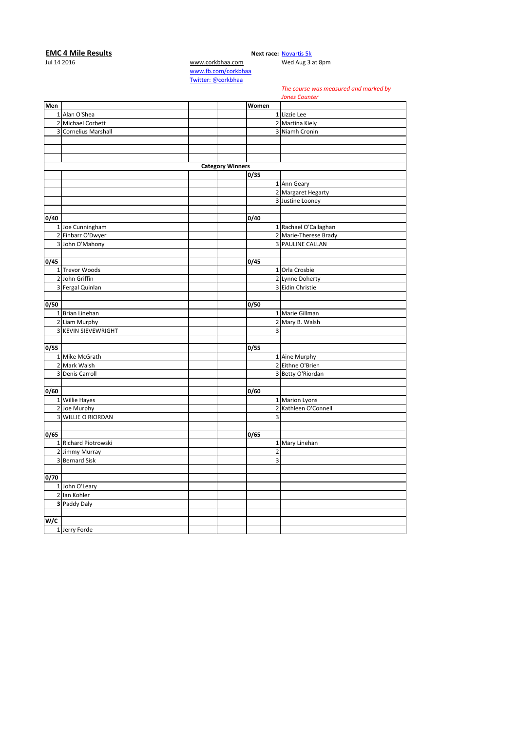## EMC 4 Mile Results

Jul 14 2016

www.corkbhaa.com
www.fb.com/corkbhaa
Twitter: @corkbhaa

**Next race:** Novartis 5k
Wed Aug 3 at 8pm

*The course was measured and marked by Jones Counter*

| Men | | | | Women | |
|---|---|---|---|---|---|
| 1 | Alan O'Shea | | | 1 | Lizzie Lee |
| 2 | Michael Corbett | | | 2 | Martina Kiely |
| 3 | Cornelius Marshall | | | 3 | Niamh Cronin |
| | | | | | |
| | | | | | |
| | | | | | |
| | | **Category Winners** | | | |
| | | | | **0/35** | |
| | | | | 1 | Ann Geary |
| | | | | 2 | Margaret Hegarty |
| | | | | 3 | Justine Looney |
| | | | | | |
| **0/40** | | | | **0/40** | |
| 1 | Joe Cunningham | | | 1 | Rachael O'Callaghan |
| 2 | Finbarr O'Dwyer | | | 2 | Marie-Therese Brady |
| 3 | John O'Mahony | | | 3 | PAULINE CALLAN |
| | | | | | |
| **0/45** | | | | **0/45** | |
| 1 | Trevor Woods | | | 1 | Orla Crosbie |
| 2 | John Griffin | | | 2 | Lynne Doherty |
| 3 | Fergal Quinlan | | | 3 | Eidin Christie |
| | | | | | |
| **0/50** | | | | **0/50** | |
| 1 | Brian Linehan | | | 1 | Marie Gillman |
| 2 | Liam Murphy | | | 2 | Mary B. Walsh |
| 3 | KEVIN SIEVEWRIGHT | | | 3 | |
| | | | | | |
| **0/55** | | | | **0/55** | |
| 1 | Mike McGrath | | | 1 | Aine Murphy |
| 2 | Mark Walsh | | | 2 | Eithne O'Brien |
| 3 | Denis Carroll | | | 3 | Betty O'Riordan |
| | | | | | |
| **0/60** | | | | **0/60** | |
| 1 | Willie Hayes | | | 1 | Marion Lyons |
| 2 | Joe Murphy | | | 2 | Kathleen O'Connell |
| 3 | WILLIE O RIORDAN | | | 3 | |
| | | | | | |
| **0/65** | | | | **0/65** | |
| 1 | Richard Piotrowski | | | 1 | Mary Linehan |
| 2 | Jimmy Murray | | | 2 | |
| 3 | Bernard Sisk | | | 3 | |
| | | | | | |
| **0/70** | | | | | |
| 1 | John O'Leary | | | | |
| 2 | Ian Kohler | | | | |
| **3** | Paddy Daly | | | | |
| | | | | | |
| **W/C** | | | | | |
| 1 | Jerry Forde | | | | |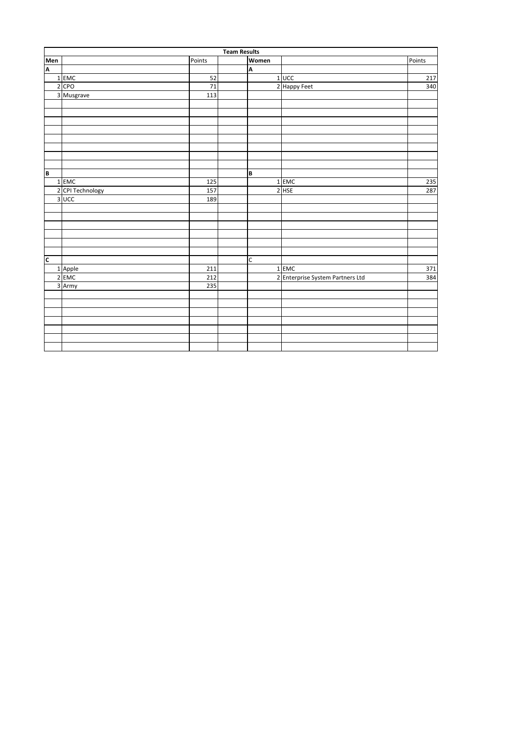## Team Results

| Men | | Points | | Women | | Points |
|---|---|---|---|---|---|---|
| **A** | | | | **A** | | |
| 1 | EMC | 52 | | 1 | UCC | 217 |
| 2 | CPO | 71 | | 2 | Happy Feet | 340 |
| 3 | Musgrave | 113 | | | | |
| **B** | | | | **B** | | |
| 1 | EMC | 125 | | 1 | EMC | 235 |
| 2 | CPI Technology | 157 | | 2 | HSE | 287 |
| 3 | UCC | 189 | | | | |
| **C** | | | | C | | |
| 1 | Apple | 211 | | 1 | EMC | 371 |
| 2 | EMC | 212 | | 2 | Enterprise System Partners Ltd | 384 |
| 3 | Army | 235 | | | | |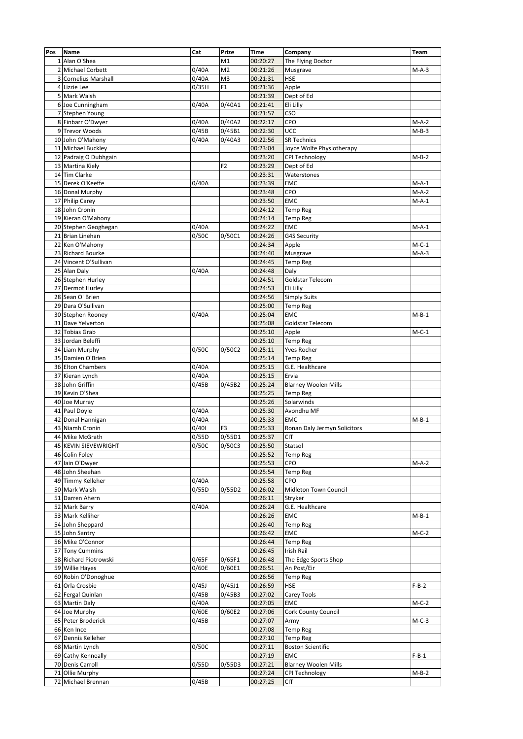| Pos | Name | Cat | Prize | Time | Company | Team |
|---|---|---|---|---|---|---|
| 1 | Alan O'Shea | | M1 | 00:20:27 | The Flying Doctor | |
| 2 | Michael Corbett | 0/40A | M2 | 00:21:26 | Musgrave | M-A-3 |
| 3 | Cornelius Marshall | 0/40A | M3 | 00:21:31 | HSE | |
| 4 | Lizzie Lee | 0/35H | F1 | 00:21:36 | Apple | |
| 5 | Mark Walsh | | | 00:21:39 | Dept of Ed | |
| 6 | Joe Cunningham | 0/40A | 0/40A1 | 00:21:41 | Eli Lilly | |
| 7 | Stephen Young | | | 00:21:57 | CSO | |
| 8 | Finbarr O'Dwyer | 0/40A | 0/40A2 | 00:22:17 | CPO | M-A-2 |
| 9 | Trevor Woods | 0/45B | 0/45B1 | 00:22:30 | UCC | M-B-3 |
| 10 | John O'Mahony | 0/40A | 0/40A3 | 00:22:56 | SR Technics | |
| 11 | Michael Buckley | | | 00:23:04 | Joyce Wolfe Physiotherapy | |
| 12 | Padraig O Dubhgain | | | 00:23:20 | CPI Technology | M-B-2 |
| 13 | Martina Kiely | | F2 | 00:23:29 | Dept of Ed | |
| 14 | Tim Clarke | | | 00:23:31 | Waterstones | |
| 15 | Derek O'Keeffe | 0/40A | | 00:23:39 | EMC | M-A-1 |
| 16 | Donal Murphy | | | 00:23:48 | CPO | M-A-2 |
| 17 | Philip Carey | | | 00:23:50 | EMC | M-A-1 |
| 18 | John Cronin | | | 00:24:12 | Temp Reg | |
| 19 | Kieran O'Mahony | | | 00:24:14 | Temp Reg | |
| 20 | Stephen Geoghegan | 0/40A | | 00:24:22 | EMC | M-A-1 |
| 21 | Brian Linehan | 0/50C | 0/50C1 | 00:24:26 | G4S Security | |
| 22 | Ken O'Mahony | | | 00:24:34 | Apple | M-C-1 |
| 23 | Richard Bourke | | | 00:24:40 | Musgrave | M-A-3 |
| 24 | Vincent O'Sullivan | | | 00:24:45 | Temp Reg | |
| 25 | Alan Daly | 0/40A | | 00:24:48 | Daly | |
| 26 | Stephen Hurley | | | 00:24:51 | Goldstar Telecom | |
| 27 | Dermot Hurley | | | 00:24:53 | Eli Lilly | |
| 28 | Sean O' Brien | | | 00:24:56 | Simply Suits | |
| 29 | Dara O'Sullivan | | | 00:25:00 | Temp Reg | |
| 30 | Stephen Rooney | 0/40A | | 00:25:04 | EMC | M-B-1 |
| 31 | Dave Yelverton | | | 00:25:08 | Goldstar Telecom | |
| 32 | Tobias Grab | | | 00:25:10 | Apple | M-C-1 |
| 33 | Jordan Beleffi | | | 00:25:10 | Temp Reg | |
| 34 | Liam Murphy | 0/50C | 0/50C2 | 00:25:11 | Yves Rocher | |
| 35 | Damien O'Brien | | | 00:25:14 | Temp Reg | |
| 36 | Elton Chambers | 0/40A | | 00:25:15 | G.E. Healthcare | |
| 37 | Kieran Lynch | 0/40A | | 00:25:15 | Ervia | |
| 38 | John Griffin | 0/45B | 0/45B2 | 00:25:24 | Blarney Woolen Mills | |
| 39 | Kevin O'Shea | | | 00:25:25 | Temp Reg | |
| 40 | Joe Murray | | | 00:25:26 | Solarwinds | |
| 41 | Paul Doyle | 0/40A | | 00:25:30 | Avondhu MF | |
| 42 | Donal Hannigan | 0/40A | | 00:25:33 | EMC | M-B-1 |
| 43 | Niamh Cronin | 0/40I | F3 | 00:25:33 | Ronan Daly Jermyn Solicitors | |
| 44 | Mike McGrath | 0/55D | 0/55D1 | 00:25:37 | CIT | |
| 45 | KEVIN SIEVEWRIGHT | 0/50C | 0/50C3 | 00:25:50 | Statsol | |
| 46 | Colin Foley | | | 00:25:52 | Temp Reg | |
| 47 | Iain O'Dwyer | | | 00:25:53 | CPO | M-A-2 |
| 48 | John Sheehan | | | 00:25:54 | Temp Reg | |
| 49 | Timmy Kelleher | 0/40A | | 00:25:58 | CPO | |
| 50 | Mark Walsh | 0/55D | 0/55D2 | 00:26:02 | Midleton Town Council | |
| 51 | Darren Ahern | | | 00:26:11 | Stryker | |
| 52 | Mark Barry | 0/40A | | 00:26:24 | G.E. Healthcare | |
| 53 | Mark Kelliher | | | 00:26:26 | EMC | M-B-1 |
| 54 | John Sheppard | | | 00:26:40 | Temp Reg | |
| 55 | John Santry | | | 00:26:42 | EMC | M-C-2 |
| 56 | Mike O'Connor | | | 00:26:44 | Temp Reg | |
| 57 | Tony Cummins | | | 00:26:45 | Irish Rail | |
| 58 | Richard Piotrowski | 0/65F | 0/65F1 | 00:26:48 | The Edge Sports Shop | |
| 59 | Willie Hayes | 0/60E | 0/60E1 | 00:26:51 | An Post/Eir | |
| 60 | Robin O'Donoghue | | | 00:26:56 | Temp Reg | |
| 61 | Orla Crosbie | 0/45J | 0/45J1 | 00:26:59 | HSE | F-B-2 |
| 62 | Fergal Quinlan | 0/45B | 0/45B3 | 00:27:02 | Carey Tools | |
| 63 | Martin Daly | 0/40A | | 00:27:05 | EMC | M-C-2 |
| 64 | Joe Murphy | 0/60E | 0/60E2 | 00:27:06 | Cork County Council | |
| 65 | Peter Broderick | 0/45B | | 00:27:07 | Army | M-C-3 |
| 66 | Ken Ince | | | 00:27:08 | Temp Reg | |
| 67 | Dennis Kelleher | | | 00:27:10 | Temp Reg | |
| 68 | Martin Lynch | 0/50C | | 00:27:11 | Boston Scientific | |
| 69 | Cathy Kenneally | | | 00:27:19 | EMC | F-B-1 |
| 70 | Denis Carroll | 0/55D | 0/55D3 | 00:27:21 | Blarney Woolen Mills | |
| 71 | Ollie Murphy | | | 00:27:24 | CPI Technology | M-B-2 |
| 72 | Michael Brennan | 0/45B | | 00:27:25 | CIT | |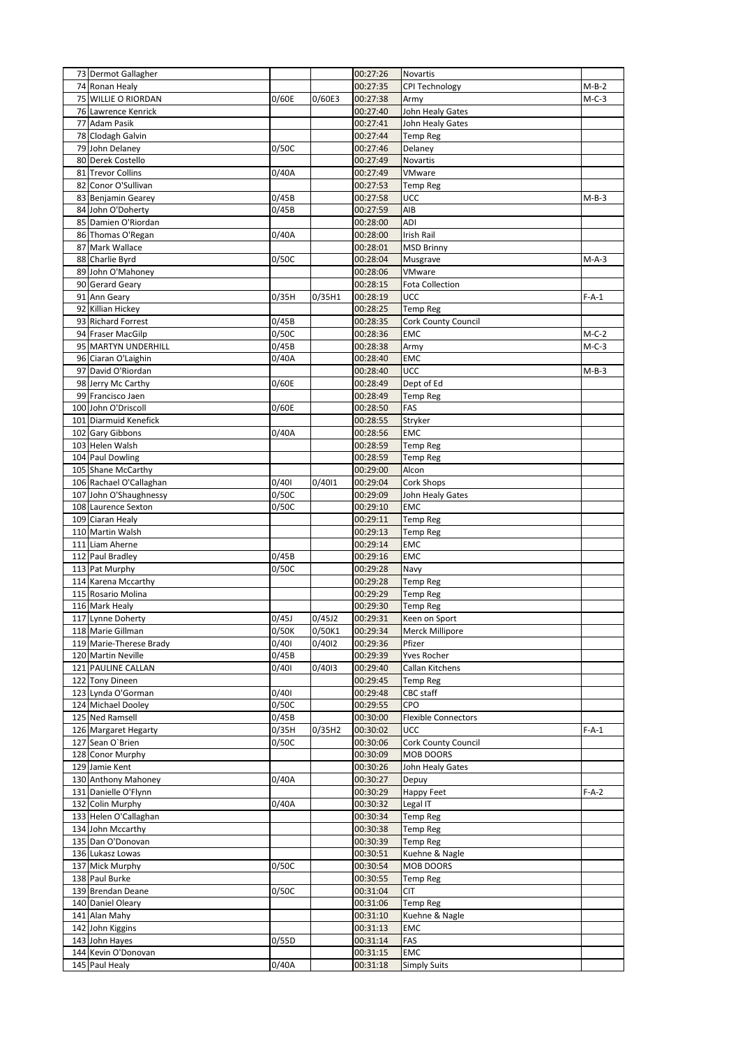| | | | | | | |
|---|---|---|---|---|---|---|
| 73 | Dermot Gallagher | | | 00:27:26 | Novartis | |
| 74 | Ronan Healy | | | 00:27:35 | CPI Technology | M-B-2 |
| 75 | WILLIE O RIORDAN | 0/60E | 0/60E3 | 00:27:38 | Army | M-C-3 |
| 76 | Lawrence Kenrick | | | 00:27:40 | John Healy Gates | |
| 77 | Adam Pasik | | | 00:27:41 | John Healy Gates | |
| 78 | Clodagh Galvin | | | 00:27:44 | Temp Reg | |
| 79 | John Delaney | 0/50C | | 00:27:46 | Delaney | |
| 80 | Derek Costello | | | 00:27:49 | Novartis | |
| 81 | Trevor Collins | 0/40A | | 00:27:49 | VMware | |
| 82 | Conor O'Sullivan | | | 00:27:53 | Temp Reg | |
| 83 | Benjamin Gearey | 0/45B | | 00:27:58 | UCC | M-B-3 |
| 84 | John O'Doherty | 0/45B | | 00:27:59 | AIB | |
| 85 | Damien O'Riordan | | | 00:28:00 | ADI | |
| 86 | Thomas O'Regan | 0/40A | | 00:28:00 | Irish Rail | |
| 87 | Mark Wallace | | | 00:28:01 | MSD Brinny | |
| 88 | Charlie Byrd | 0/50C | | 00:28:04 | Musgrave | M-A-3 |
| 89 | John O'Mahoney | | | 00:28:06 | VMware | |
| 90 | Gerard Geary | | | 00:28:15 | Fota Collection | |
| 91 | Ann Geary | 0/35H | 0/35H1 | 00:28:19 | UCC | F-A-1 |
| 92 | Killian Hickey | | | 00:28:25 | Temp Reg | |
| 93 | Richard Forrest | 0/45B | | 00:28:35 | Cork County Council | |
| 94 | Fraser MacGilp | 0/50C | | 00:28:36 | EMC | M-C-2 |
| 95 | MARTYN UNDERHILL | 0/45B | | 00:28:38 | Army | M-C-3 |
| 96 | Ciaran O'Laighin | 0/40A | | 00:28:40 | EMC | |
| 97 | David O'Riordan | | | 00:28:40 | UCC | M-B-3 |
| 98 | Jerry Mc Carthy | 0/60E | | 00:28:49 | Dept of Ed | |
| 99 | Francisco Jaen | | | 00:28:49 | Temp Reg | |
| 100 | John O'Driscoll | 0/60E | | 00:28:50 | FAS | |
| 101 | Diarmuid Kenefick | | | 00:28:55 | Stryker | |
| 102 | Gary Gibbons | 0/40A | | 00:28:56 | EMC | |
| 103 | Helen Walsh | | | 00:28:59 | Temp Reg | |
| 104 | Paul Dowling | | | 00:28:59 | Temp Reg | |
| 105 | Shane McCarthy | | | 00:29:00 | Alcon | |
| 106 | Rachael O'Callaghan | 0/40I | 0/40I1 | 00:29:04 | Cork Shops | |
| 107 | John O'Shaughnessy | 0/50C | | 00:29:09 | John Healy Gates | |
| 108 | Laurence Sexton | 0/50C | | 00:29:10 | EMC | |
| 109 | Ciaran Healy | | | 00:29:11 | Temp Reg | |
| 110 | Martin Walsh | | | 00:29:13 | Temp Reg | |
| 111 | Liam Aherne | | | 00:29:14 | EMC | |
| 112 | Paul Bradley | 0/45B | | 00:29:16 | EMC | |
| 113 | Pat Murphy | 0/50C | | 00:29:28 | Navy | |
| 114 | Karena Mccarthy | | | 00:29:28 | Temp Reg | |
| 115 | Rosario Molina | | | 00:29:29 | Temp Reg | |
| 116 | Mark Healy | | | 00:29:30 | Temp Reg | |
| 117 | Lynne Doherty | 0/45J | 0/45J2 | 00:29:31 | Keen on Sport | |
| 118 | Marie Gillman | 0/50K | 0/50K1 | 00:29:34 | Merck Millipore | |
| 119 | Marie-Therese Brady | 0/40I | 0/40I2 | 00:29:36 | Pfizer | |
| 120 | Martin Neville | 0/45B | | 00:29:39 | Yves Rocher | |
| 121 | PAULINE CALLAN | 0/40I | 0/40I3 | 00:29:40 | Callan Kitchens | |
| 122 | Tony Dineen | | | 00:29:45 | Temp Reg | |
| 123 | Lynda O'Gorman | 0/40I | | 00:29:48 | CBC staff | |
| 124 | Michael Dooley | 0/50C | | 00:29:55 | CPO | |
| 125 | Ned Ramsell | 0/45B | | 00:30:00 | Flexible Connectors | |
| 126 | Margaret Hegarty | 0/35H | 0/35H2 | 00:30:02 | UCC | F-A-1 |
| 127 | Sean O`Brien | 0/50C | | 00:30:06 | Cork County Council | |
| 128 | Conor Murphy | | | 00:30:09 | MOB DOORS | |
| 129 | Jamie Kent | | | 00:30:26 | John Healy Gates | |
| 130 | Anthony Mahoney | 0/40A | | 00:30:27 | Depuy | |
| 131 | Danielle O'Flynn | | | 00:30:29 | Happy Feet | F-A-2 |
| 132 | Colin Murphy | 0/40A | | 00:30:32 | Legal IT | |
| 133 | Helen O'Callaghan | | | 00:30:34 | Temp Reg | |
| 134 | John Mccarthy | | | 00:30:38 | Temp Reg | |
| 135 | Dan O'Donovan | | | 00:30:39 | Temp Reg | |
| 136 | Lukasz Lowas | | | 00:30:51 | Kuehne & Nagle | |
| 137 | Mick Murphy | 0/50C | | 00:30:54 | MOB DOORS | |
| 138 | Paul Burke | | | 00:30:55 | Temp Reg | |
| 139 | Brendan Deane | 0/50C | | 00:31:04 | CIT | |
| 140 | Daniel Oleary | | | 00:31:06 | Temp Reg | |
| 141 | Alan Mahy | | | 00:31:10 | Kuehne & Nagle | |
| 142 | John Kiggins | | | 00:31:13 | EMC | |
| 143 | John Hayes | 0/55D | | 00:31:14 | FAS | |
| 144 | Kevin O'Donovan | | | 00:31:15 | EMC | |
| 145 | Paul Healy | 0/40A | | 00:31:18 | Simply Suits | |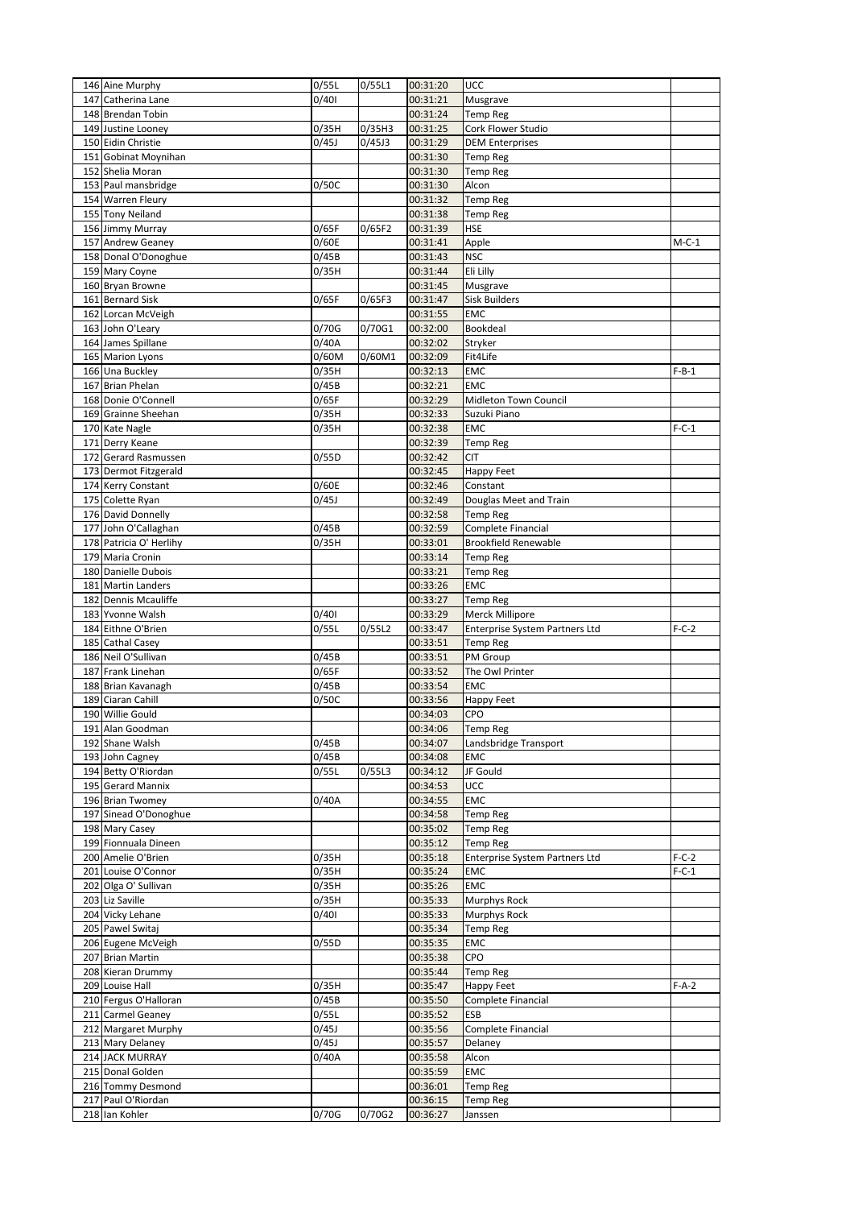| | | | | | | |
|---|---|---|---|---|---|---|
| 146 | Aine Murphy | 0/55L | 0/55L1 | 00:31:20 | UCC | |
| 147 | Catherina Lane | 0/40I | | 00:31:21 | Musgrave | |
| 148 | Brendan Tobin | | | 00:31:24 | Temp Reg | |
| 149 | Justine Looney | 0/35H | 0/35H3 | 00:31:25 | Cork Flower Studio | |
| 150 | Eidin Christie | 0/45J | 0/45J3 | 00:31:29 | DEM Enterprises | |
| 151 | Gobinat Moynihan | | | 00:31:30 | Temp Reg | |
| 152 | Shelia Moran | | | 00:31:30 | Temp Reg | |
| 153 | Paul mansbridge | 0/50C | | 00:31:30 | Alcon | |
| 154 | Warren Fleury | | | 00:31:32 | Temp Reg | |
| 155 | Tony Neiland | | | 00:31:38 | Temp Reg | |
| 156 | Jimmy Murray | 0/65F | 0/65F2 | 00:31:39 | HSE | |
| 157 | Andrew Geaney | 0/60E | | 00:31:41 | Apple | M-C-1 |
| 158 | Donal O'Donoghue | 0/45B | | 00:31:43 | NSC | |
| 159 | Mary Coyne | 0/35H | | 00:31:44 | Eli Lilly | |
| 160 | Bryan Browne | | | 00:31:45 | Musgrave | |
| 161 | Bernard Sisk | 0/65F | 0/65F3 | 00:31:47 | Sisk Builders | |
| 162 | Lorcan McVeigh | | | 00:31:55 | EMC | |
| 163 | John O'Leary | 0/70G | 0/70G1 | 00:32:00 | Bookdeal | |
| 164 | James Spillane | 0/40A | | 00:32:02 | Stryker | |
| 165 | Marion Lyons | 0/60M | 0/60M1 | 00:32:09 | Fit4Life | |
| 166 | Una Buckley | 0/35H | | 00:32:13 | EMC | F-B-1 |
| 167 | Brian Phelan | 0/45B | | 00:32:21 | EMC | |
| 168 | Donie O'Connell | 0/65F | | 00:32:29 | Midleton Town Council | |
| 169 | Grainne Sheehan | 0/35H | | 00:32:33 | Suzuki Piano | |
| 170 | Kate Nagle | 0/35H | | 00:32:38 | EMC | F-C-1 |
| 171 | Derry Keane | | | 00:32:39 | Temp Reg | |
| 172 | Gerard Rasmussen | 0/55D | | 00:32:42 | CIT | |
| 173 | Dermot Fitzgerald | | | 00:32:45 | Happy Feet | |
| 174 | Kerry Constant | 0/60E | | 00:32:46 | Constant | |
| 175 | Colette Ryan | 0/45J | | 00:32:49 | Douglas Meet and Train | |
| 176 | David Donnelly | | | 00:32:58 | Temp Reg | |
| 177 | John O'Callaghan | 0/45B | | 00:32:59 | Complete Financial | |
| 178 | Patricia O' Herlihy | 0/35H | | 00:33:01 | Brookfield Renewable | |
| 179 | Maria Cronin | | | 00:33:14 | Temp Reg | |
| 180 | Danielle Dubois | | | 00:33:21 | Temp Reg | |
| 181 | Martin Landers | | | 00:33:26 | EMC | |
| 182 | Dennis Mcauliffe | | | 00:33:27 | Temp Reg | |
| 183 | Yvonne Walsh | 0/40I | | 00:33:29 | Merck Millipore | |
| 184 | Eithne O'Brien | 0/55L | 0/55L2 | 00:33:47 | Enterprise System Partners Ltd | F-C-2 |
| 185 | Cathal Casey | | | 00:33:51 | Temp Reg | |
| 186 | Neil O'Sullivan | 0/45B | | 00:33:51 | PM Group | |
| 187 | Frank Linehan | 0/65F | | 00:33:52 | The Owl Printer | |
| 188 | Brian Kavanagh | 0/45B | | 00:33:54 | EMC | |
| 189 | Ciaran Cahill | 0/50C | | 00:33:56 | Happy Feet | |
| 190 | Willie Gould | | | 00:34:03 | CPO | |
| 191 | Alan Goodman | | | 00:34:06 | Temp Reg | |
| 192 | Shane Walsh | 0/45B | | 00:34:07 | Landsbridge Transport | |
| 193 | John Cagney | 0/45B | | 00:34:08 | EMC | |
| 194 | Betty O'Riordan | 0/55L | 0/55L3 | 00:34:12 | JF Gould | |
| 195 | Gerard Mannix | | | 00:34:53 | UCC | |
| 196 | Brian Twomey | 0/40A | | 00:34:55 | EMC | |
| 197 | Sinead O'Donoghue | | | 00:34:58 | Temp Reg | |
| 198 | Mary Casey | | | 00:35:02 | Temp Reg | |
| 199 | Fionnuala Dineen | | | 00:35:12 | Temp Reg | |
| 200 | Amelie O'Brien | 0/35H | | 00:35:18 | Enterprise System Partners Ltd | F-C-2 |
| 201 | Louise O'Connor | 0/35H | | 00:35:24 | EMC | F-C-1 |
| 202 | Olga O' Sullivan | 0/35H | | 00:35:26 | EMC | |
| 203 | Liz Saville | o/35H | | 00:35:33 | Murphys Rock | |
| 204 | Vicky Lehane | 0/40I | | 00:35:33 | Murphys Rock | |
| 205 | Pawel Switaj | | | 00:35:34 | Temp Reg | |
| 206 | Eugene McVeigh | 0/55D | | 00:35:35 | EMC | |
| 207 | Brian Martin | | | 00:35:38 | CPO | |
| 208 | Kieran Drummy | | | 00:35:44 | Temp Reg | |
| 209 | Louise Hall | 0/35H | | 00:35:47 | Happy Feet | F-A-2 |
| 210 | Fergus O'Halloran | 0/45B | | 00:35:50 | Complete Financial | |
| 211 | Carmel Geaney | 0/55L | | 00:35:52 | ESB | |
| 212 | Margaret Murphy | 0/45J | | 00:35:56 | Complete Financial | |
| 213 | Mary Delaney | 0/45J | | 00:35:57 | Delaney | |
| 214 | JACK MURRAY | 0/40A | | 00:35:58 | Alcon | |
| 215 | Donal Golden | | | 00:35:59 | EMC | |
| 216 | Tommy Desmond | | | 00:36:01 | Temp Reg | |
| 217 | Paul O'Riordan | | | 00:36:15 | Temp Reg | |
| 218 | Ian Kohler | 0/70G | 0/70G2 | 00:36:27 | Janssen | |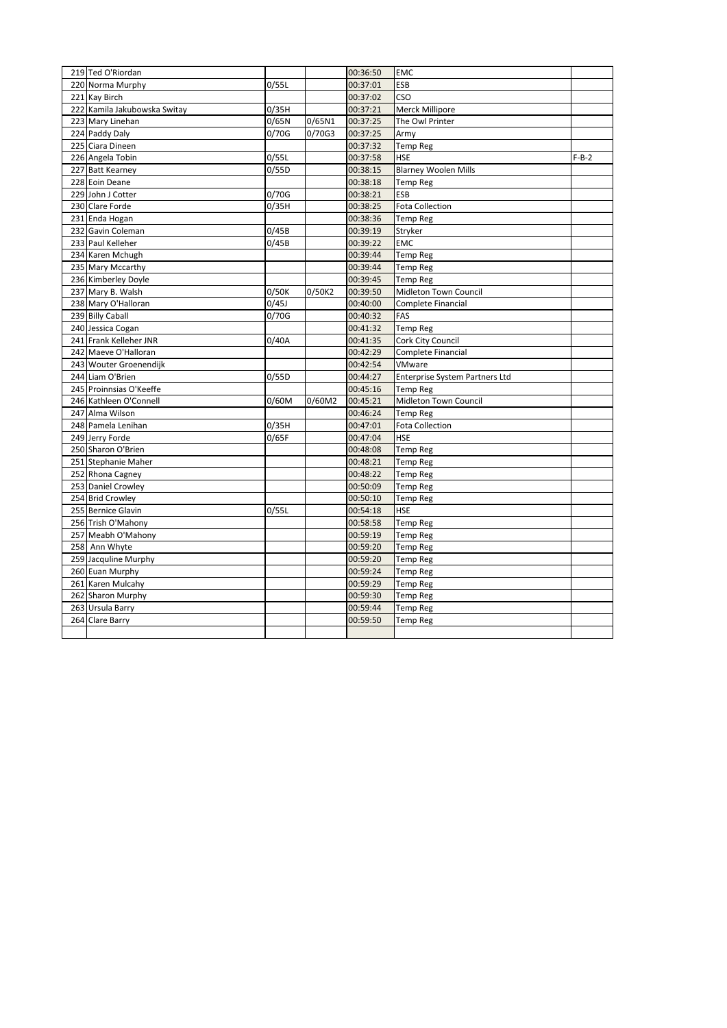| | | | | | | |
|---|---|---|---|---|---|---|
| 219 | Ted O'Riordan | | | 00:36:50 | EMC | |
| 220 | Norma Murphy | 0/55L | | 00:37:01 | ESB | |
| 221 | Kay Birch | | | 00:37:02 | CSO | |
| 222 | Kamila Jakubowska Switay | 0/35H | | 00:37:21 | Merck Millipore | |
| 223 | Mary Linehan | 0/65N | 0/65N1 | 00:37:25 | The Owl Printer | |
| 224 | Paddy Daly | 0/70G | 0/70G3 | 00:37:25 | Army | |
| 225 | Ciara Dineen | | | 00:37:32 | Temp Reg | |
| 226 | Angela Tobin | 0/55L | | 00:37:58 | HSE | F-B-2 |
| 227 | Batt Kearney | 0/55D | | 00:38:15 | Blarney Woolen Mills | |
| 228 | Eoin Deane | | | 00:38:18 | Temp Reg | |
| 229 | John J Cotter | 0/70G | | 00:38:21 | ESB | |
| 230 | Clare Forde | 0/35H | | 00:38:25 | Fota Collection | |
| 231 | Enda Hogan | | | 00:38:36 | Temp Reg | |
| 232 | Gavin Coleman | 0/45B | | 00:39:19 | Stryker | |
| 233 | Paul Kelleher | 0/45B | | 00:39:22 | EMC | |
| 234 | Karen Mchugh | | | 00:39:44 | Temp Reg | |
| 235 | Mary Mccarthy | | | 00:39:44 | Temp Reg | |
| 236 | Kimberley Doyle | | | 00:39:45 | Temp Reg | |
| 237 | Mary B. Walsh | 0/50K | 0/50K2 | 00:39:50 | Midleton Town Council | |
| 238 | Mary O'Halloran | 0/45J | | 00:40:00 | Complete Financial | |
| 239 | Billy Caball | 0/70G | | 00:40:32 | FAS | |
| 240 | Jessica Cogan | | | 00:41:32 | Temp Reg | |
| 241 | Frank Kelleher JNR | 0/40A | | 00:41:35 | Cork City Council | |
| 242 | Maeve O'Halloran | | | 00:42:29 | Complete Financial | |
| 243 | Wouter Groenendijk | | | 00:42:54 | VMware | |
| 244 | Liam O'Brien | 0/55D | | 00:44:27 | Enterprise System Partners Ltd | |
| 245 | Proinnsias O'Keeffe | | | 00:45:16 | Temp Reg | |
| 246 | Kathleen O'Connell | 0/60M | 0/60M2 | 00:45:21 | Midleton Town Council | |
| 247 | Alma Wilson | | | 00:46:24 | Temp Reg | |
| 248 | Pamela Lenihan | 0/35H | | 00:47:01 | Fota Collection | |
| 249 | Jerry Forde | 0/65F | | 00:47:04 | HSE | |
| 250 | Sharon O'Brien | | | 00:48:08 | Temp Reg | |
| 251 | Stephanie Maher | | | 00:48:21 | Temp Reg | |
| 252 | Rhona Cagney | | | 00:48:22 | Temp Reg | |
| 253 | Daniel Crowley | | | 00:50:09 | Temp Reg | |
| 254 | Brid Crowley | | | 00:50:10 | Temp Reg | |
| 255 | Bernice Glavin | 0/55L | | 00:54:18 | HSE | |
| 256 | Trish O'Mahony | | | 00:58:58 | Temp Reg | |
| 257 | Meabh O'Mahony | | | 00:59:19 | Temp Reg | |
| 258 | Ann Whyte | | | 00:59:20 | Temp Reg | |
| 259 | Jacquline Murphy | | | 00:59:20 | Temp Reg | |
| 260 | Euan Murphy | | | 00:59:24 | Temp Reg | |
| 261 | Karen Mulcahy | | | 00:59:29 | Temp Reg | |
| 262 | Sharon Murphy | | | 00:59:30 | Temp Reg | |
| 263 | Ursula Barry | | | 00:59:44 | Temp Reg | |
| 264 | Clare Barry | | | 00:59:50 | Temp Reg | |